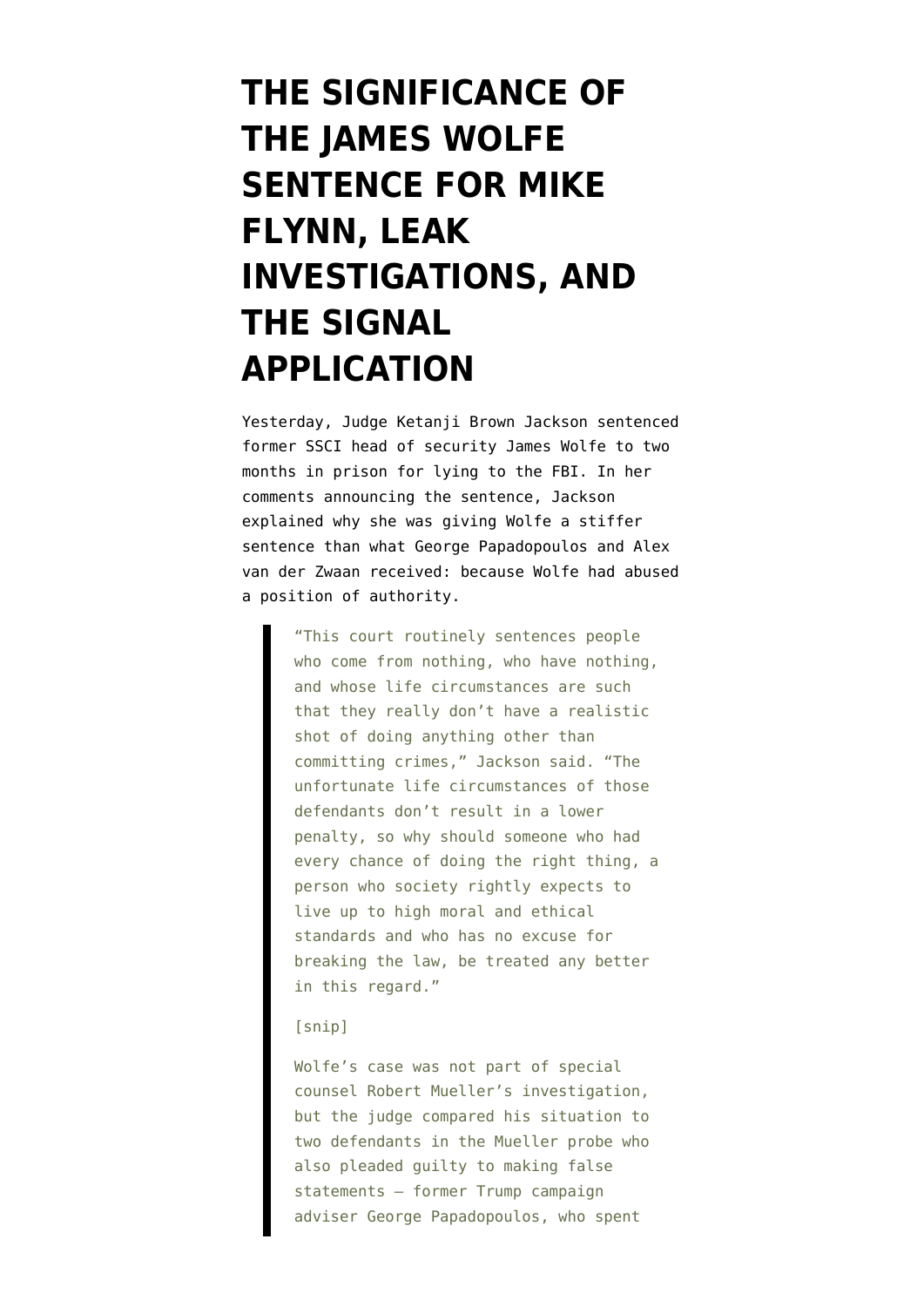# THE SIGNIFICANCE OF THE JAMES WOLFE SENTENCE FOR MIKE FLYNN, LEAK INVESTIGATIONS, AND THE SIGNAL APPLICATION

Yesterday, Judge Ketanji Brown Jackson sentenced former SSCI head of security James Wolfe to two months in prison for lying to the FBI. In her comments announcing the sentence, Jackson explained why she was giving Wolfe a stiffer sentence than what George Papadopoulos and Alex van der Zwaan received: because Wolfe had abused a position of authority.

> "This court routinely sentences people who come from nothing, who have nothing, and whose life circumstances are such that they really don't have a realistic shot of doing anything other than committing crimes," Jackson said. "The unfortunate life circumstances of those defendants don't result in a lower penalty, so why should someone who had every chance of doing the right thing, a person who society rightly expects to live up to high moral and ethical standards and who has no excuse for breaking the law, be treated any better in this regard."
>
> [snip]
>
> Wolfe's case was not part of special counsel Robert Mueller's investigation, but the judge compared his situation to two defendants in the Mueller probe who also pleaded guilty to making false statements — former Trump campaign adviser George Papadopoulos, who spent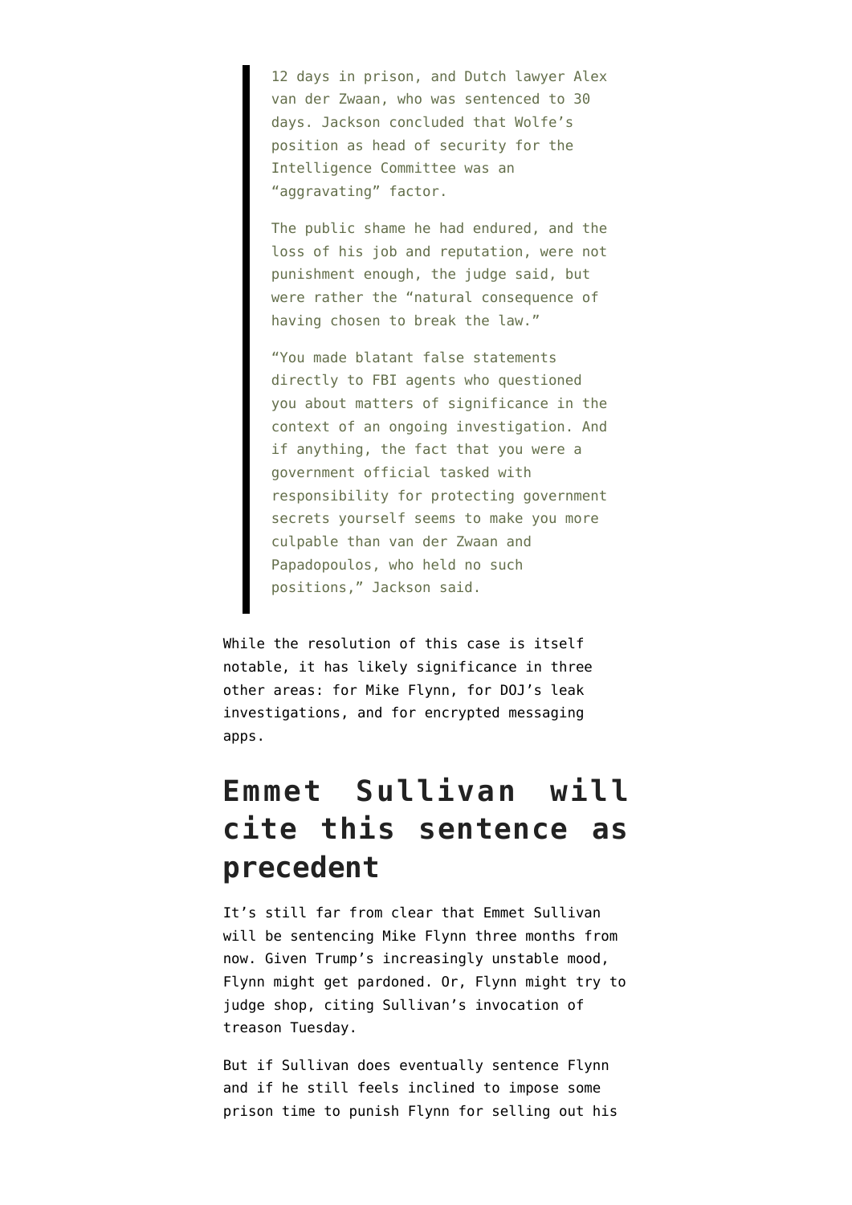> 12 days in prison, and Dutch lawyer Alex van der Zwaan, who was sentenced to 30 days. Jackson concluded that Wolfe's position as head of security for the Intelligence Committee was an "aggravating" factor.
>
> The public shame he had endured, and the loss of his job and reputation, were not punishment enough, the judge said, but were rather the "natural consequence of having chosen to break the law."
>
> "You made blatant false statements directly to FBI agents who questioned you about matters of significance in the context of an ongoing investigation. And if anything, the fact that you were a government official tasked with responsibility for protecting government secrets yourself seems to make you more culpable than van der Zwaan and Papadopoulos, who held no such positions," Jackson said.

While the resolution of this case is itself notable, it has likely significance in three other areas: for Mike Flynn, for DOJ's leak investigations, and for encrypted messaging apps.

## Emmet Sullivan will cite this sentence as precedent

It's still far from clear that Emmet Sullivan will be sentencing Mike Flynn three months from now. Given Trump's increasingly unstable mood, Flynn might get pardoned. Or, Flynn might try to judge shop, citing Sullivan's invocation of treason Tuesday.

But if Sullivan does eventually sentence Flynn and if he still feels inclined to impose some prison time to punish Flynn for selling out his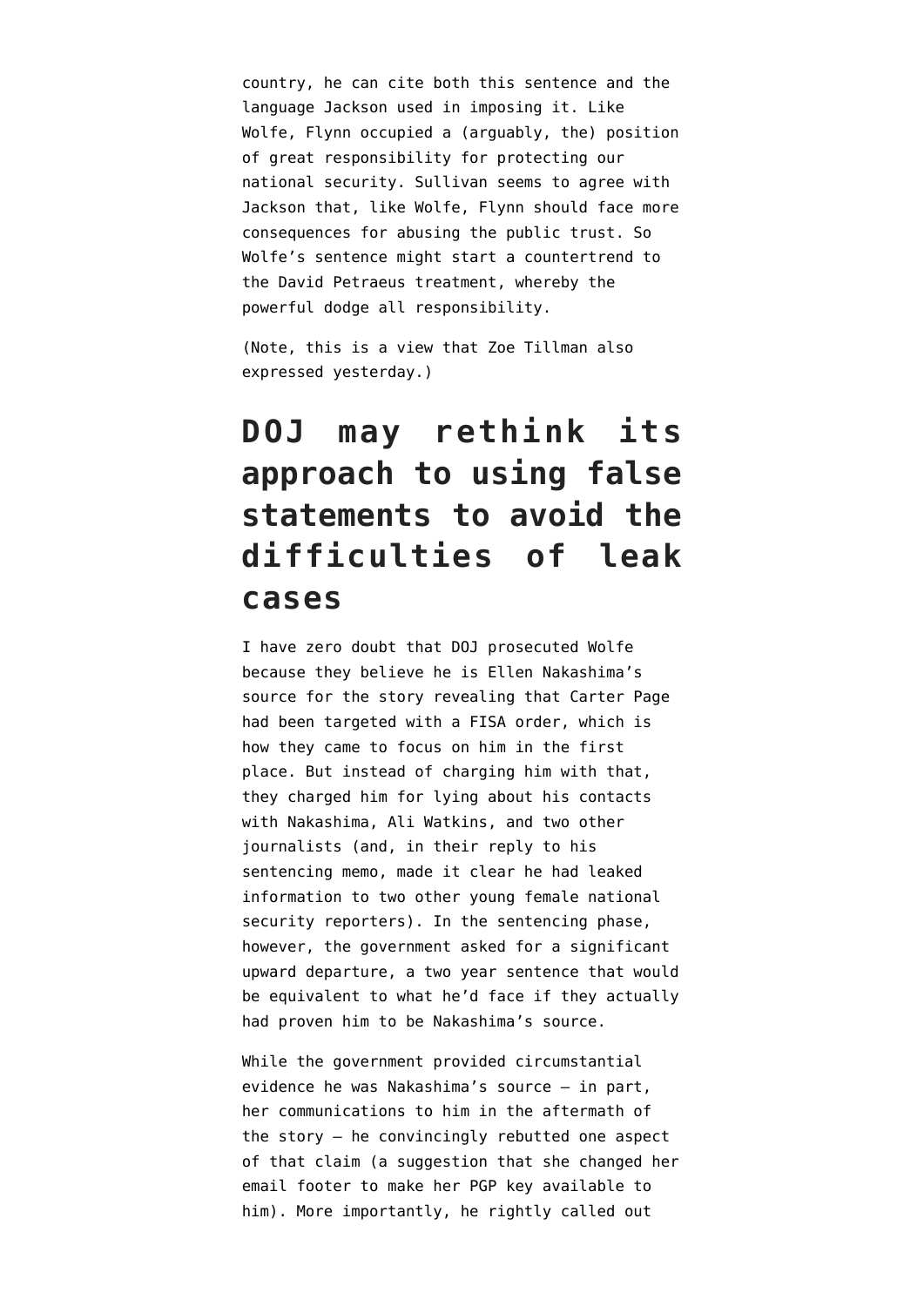country, he can cite both this sentence and the language Jackson used in imposing it. Like Wolfe, Flynn occupied a (arguably, the) position of great responsibility for protecting our national security. Sullivan seems to agree with Jackson that, like Wolfe, Flynn should face more consequences for abusing the public trust. So Wolfe's sentence might start a countertrend to the David Petraeus treatment, whereby the powerful dodge all responsibility.

(Note, this is a view that Zoe Tillman also expressed yesterday.)

## DOJ may rethink its approach to using false statements to avoid the difficulties of leak cases

I have zero doubt that DOJ prosecuted Wolfe because they believe he is Ellen Nakashima's source for the story revealing that Carter Page had been targeted with a FISA order, which is how they came to focus on him in the first place. But instead of charging him with that, they charged him for lying about his contacts with Nakashima, Ali Watkins, and two other journalists (and, in their reply to his sentencing memo, made it clear he had leaked information to two other young female national security reporters). In the sentencing phase, however, the government asked for a significant upward departure, a two year sentence that would be equivalent to what he'd face if they actually had proven him to be Nakashima's source.

While the government provided circumstantial evidence he was Nakashima's source – in part, her communications to him in the aftermath of the story – he convincingly rebutted one aspect of that claim (a suggestion that she changed her email footer to make her PGP key available to him). More importantly, he rightly called out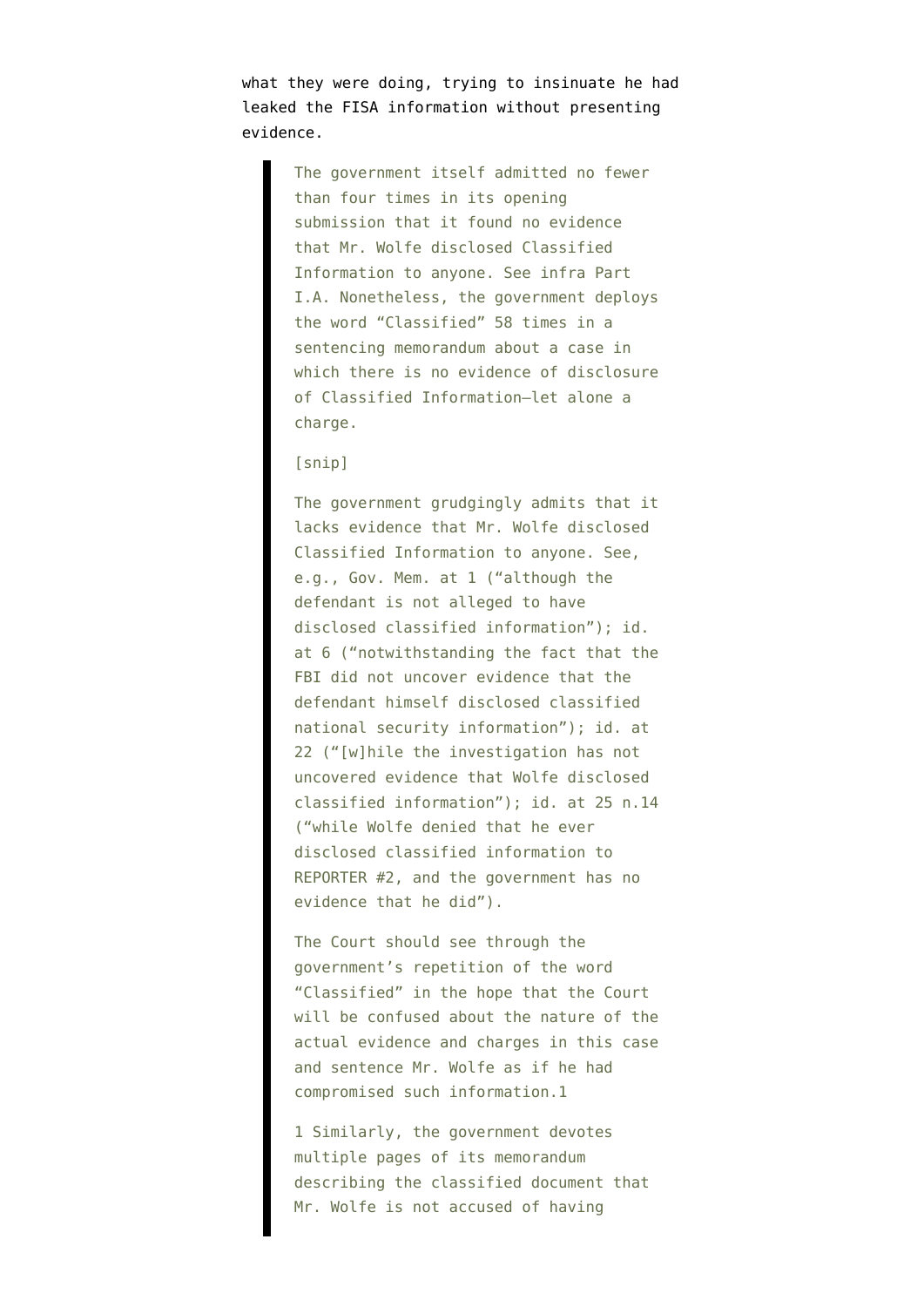what they were doing, trying to insinuate he had leaked the FISA information without presenting evidence.

> The government itself admitted no fewer than four times in its opening submission that it found no evidence that Mr. Wolfe disclosed Classified Information to anyone. See infra Part I.A. Nonetheless, the government deploys the word "Classified" 58 times in a sentencing memorandum about a case in which there is no evidence of disclosure of Classified Information—let alone a charge.
>
> [snip]
>
> The government grudgingly admits that it lacks evidence that Mr. Wolfe disclosed Classified Information to anyone. See, e.g., Gov. Mem. at 1 ("although the defendant is not alleged to have disclosed classified information"); id. at 6 ("notwithstanding the fact that the FBI did not uncover evidence that the defendant himself disclosed classified national security information"); id. at 22 ("[w]hile the investigation has not uncovered evidence that Wolfe disclosed classified information"); id. at 25 n.14 ("while Wolfe denied that he ever disclosed classified information to REPORTER #2, and the government has no evidence that he did").
>
> The Court should see through the government's repetition of the word "Classified" in the hope that the Court will be confused about the nature of the actual evidence and charges in this case and sentence Mr. Wolfe as if he had compromised such information.1
>
> 1 Similarly, the government devotes multiple pages of its memorandum describing the classified document that Mr. Wolfe is not accused of having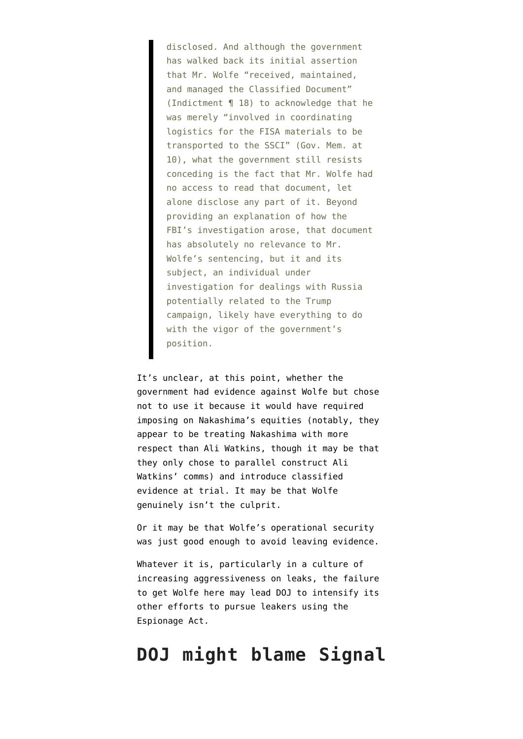> disclosed. And although the government has walked back its initial assertion that Mr. Wolfe "received, maintained, and managed the Classified Document" (Indictment ¶ 18) to acknowledge that he was merely "involved in coordinating logistics for the FISA materials to be transported to the SSCI" (Gov. Mem. at 10), what the government still resists conceding is the fact that Mr. Wolfe had no access to read that document, let alone disclose any part of it. Beyond providing an explanation of how the FBI's investigation arose, that document has absolutely no relevance to Mr. Wolfe's sentencing, but it and its subject, an individual under investigation for dealings with Russia potentially related to the Trump campaign, likely have everything to do with the vigor of the government's position.

It's unclear, at this point, whether the government had evidence against Wolfe but chose not to use it because it would have required imposing on Nakashima's equities (notably, they appear to be treating Nakashima with more respect than Ali Watkins, though it may be that they only chose to parallel construct Ali Watkins' comms) and introduce classified evidence at trial. It may be that Wolfe genuinely isn't the culprit.

Or it may be that Wolfe's operational security was just good enough to avoid leaving evidence.

Whatever it is, particularly in a culture of increasing aggressiveness on leaks, the failure to get Wolfe here may lead DOJ to intensify its other efforts to pursue leakers using the Espionage Act.

## DOJ might blame Signal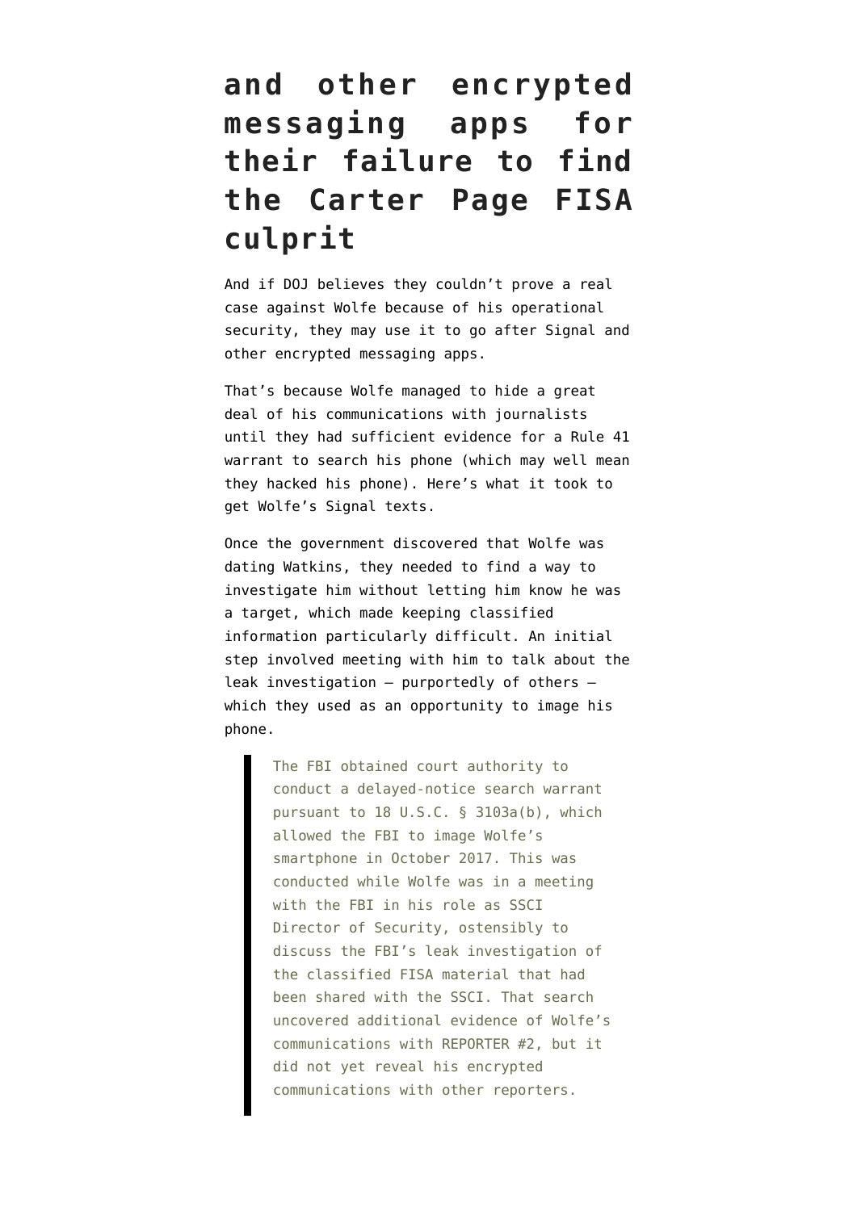## and other encrypted messaging apps for their failure to find the Carter Page FISA culprit

And if DOJ believes they couldn't prove a real case against Wolfe because of his operational security, they may use it to go after Signal and other encrypted messaging apps.

That's because Wolfe managed to hide a great deal of his communications with journalists until they had sufficient evidence for a Rule 41 warrant to search his phone (which may well mean they hacked his phone). Here's what it took to get Wolfe's Signal texts.

Once the government discovered that Wolfe was dating Watkins, they needed to find a way to investigate him without letting him know he was a target, which made keeping classified information particularly difficult. An initial step involved meeting with him to talk about the leak investigation — purportedly of others — which they used as an opportunity to image his phone.

> The FBI obtained court authority to conduct a delayed-notice search warrant pursuant to 18 U.S.C. § 3103a(b), which allowed the FBI to image Wolfe's smartphone in October 2017. This was conducted while Wolfe was in a meeting with the FBI in his role as SSCI Director of Security, ostensibly to discuss the FBI's leak investigation of the classified FISA material that had been shared with the SSCI. That search uncovered additional evidence of Wolfe's communications with REPORTER #2, but it did not yet reveal his encrypted communications with other reporters.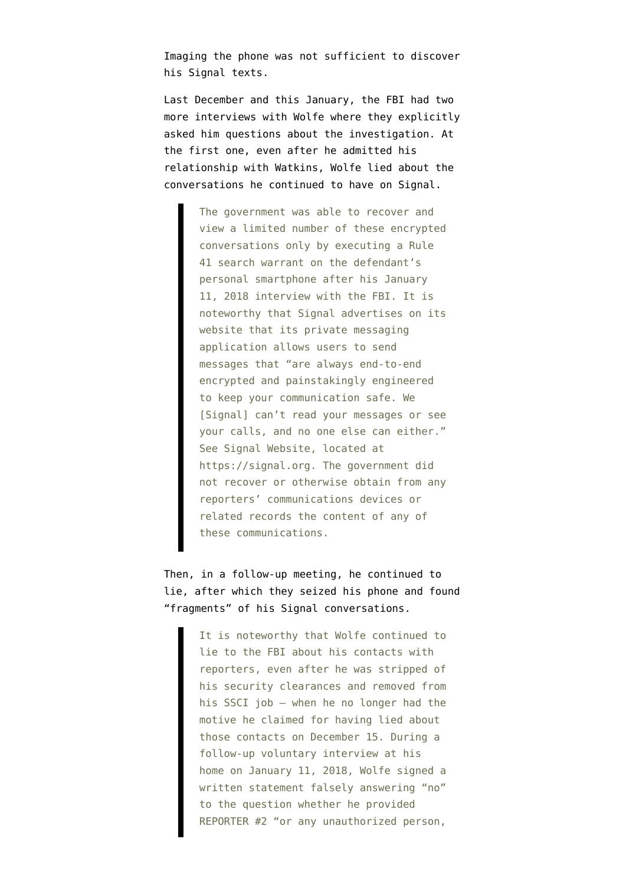Imaging the phone was not sufficient to discover his Signal texts.

Last December and this January, the FBI had two more interviews with Wolfe where they explicitly asked him questions about the investigation. At the first one, even after he admitted his relationship with Watkins, Wolfe lied about the conversations he continued to have on Signal.

> The government was able to recover and view a limited number of these encrypted conversations only by executing a Rule 41 search warrant on the defendant's personal smartphone after his January 11, 2018 interview with the FBI. It is noteworthy that Signal advertises on its website that its private messaging application allows users to send messages that "are always end-to-end encrypted and painstakingly engineered to keep your communication safe. We [Signal] can't read your messages or see your calls, and no one else can either." See Signal Website, located at https://signal.org. The government did not recover or otherwise obtain from any reporters' communications devices or related records the content of any of these communications.

Then, in a follow-up meeting, he continued to lie, after which they seized his phone and found "fragments" of his Signal conversations.

> It is noteworthy that Wolfe continued to lie to the FBI about his contacts with reporters, even after he was stripped of his security clearances and removed from his SSCI job — when he no longer had the motive he claimed for having lied about those contacts on December 15. During a follow-up voluntary interview at his home on January 11, 2018, Wolfe signed a written statement falsely answering "no" to the question whether he provided REPORTER #2 "or any unauthorized person,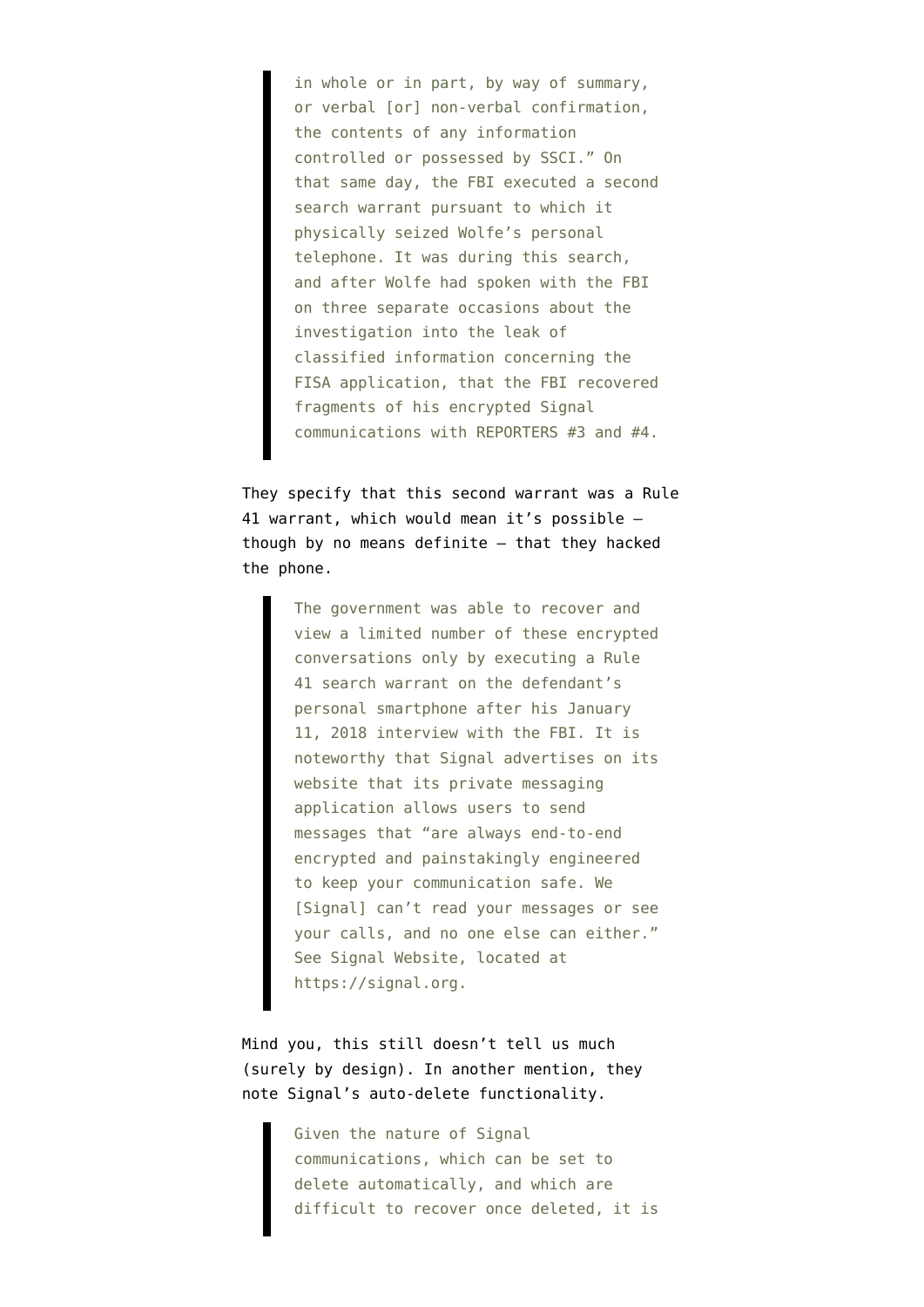> in whole or in part, by way of summary, or verbal [or] non-verbal confirmation, the contents of any information controlled or possessed by SSCI." On that same day, the FBI executed a second search warrant pursuant to which it physically seized Wolfe's personal telephone. It was during this search, and after Wolfe had spoken with the FBI on three separate occasions about the investigation into the leak of classified information concerning the FISA application, that the FBI recovered fragments of his encrypted Signal communications with REPORTERS #3 and #4.

They specify that this second warrant was a Rule 41 warrant, which would mean it's possible — though by no means definite — that they hacked the phone.

> The government was able to recover and view a limited number of these encrypted conversations only by executing a Rule 41 search warrant on the defendant's personal smartphone after his January 11, 2018 interview with the FBI. It is noteworthy that Signal advertises on its website that its private messaging application allows users to send messages that "are always end-to-end encrypted and painstakingly engineered to keep your communication safe. We [Signal] can't read your messages or see your calls, and no one else can either." See Signal Website, located at https://signal.org.

Mind you, this still doesn't tell us much (surely by design). In another mention, they note Signal's auto-delete functionality.

> Given the nature of Signal communications, which can be set to delete automatically, and which are difficult to recover once deleted, it is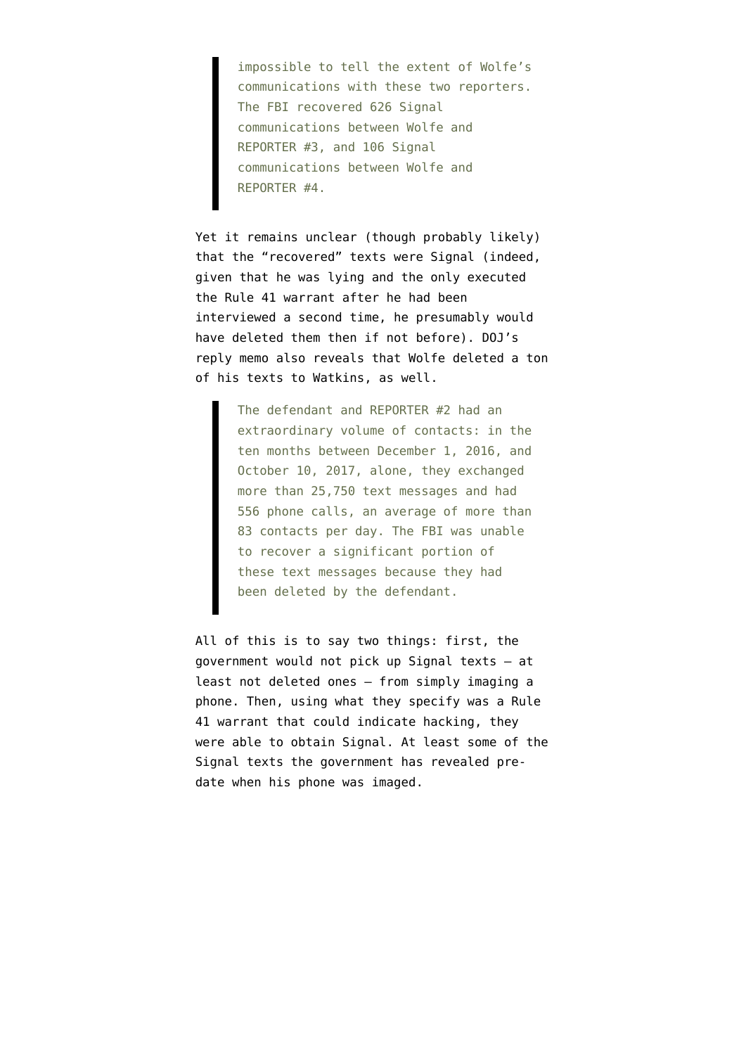> impossible to tell the extent of Wolfe's communications with these two reporters. The FBI recovered 626 Signal communications between Wolfe and REPORTER #3, and 106 Signal communications between Wolfe and REPORTER #4.

Yet it remains unclear (though probably likely) that the "recovered" texts were Signal (indeed, given that he was lying and the only executed the Rule 41 warrant after he had been interviewed a second time, he presumably would have deleted them then if not before). DOJ's reply memo also reveals that Wolfe deleted a ton of his texts to Watkins, as well.

> The defendant and REPORTER #2 had an extraordinary volume of contacts: in the ten months between December 1, 2016, and October 10, 2017, alone, they exchanged more than 25,750 text messages and had 556 phone calls, an average of more than 83 contacts per day. The FBI was unable to recover a significant portion of these text messages because they had been deleted by the defendant.

All of this is to say two things: first, the government would not pick up Signal texts — at least not deleted ones — from simply imaging a phone. Then, using what they specify was a Rule 41 warrant that could indicate hacking, they were able to obtain Signal. At least some of the Signal texts the government has revealed pre-date when his phone was imaged.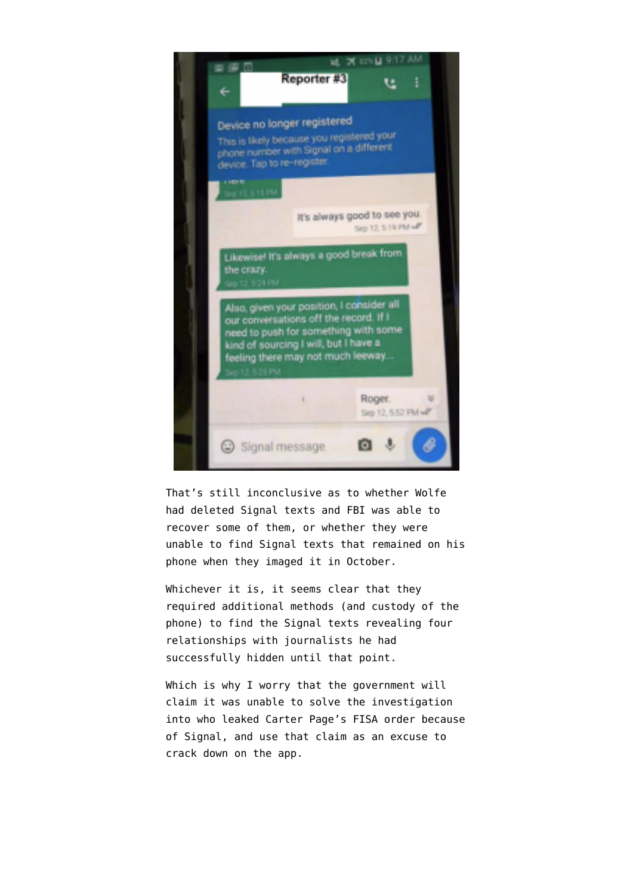That's still inconclusive as to whether Wolfe had deleted Signal texts and FBI was able to recover some of them, or whether they were unable to find Signal texts that remained on his phone when they imaged it in October.

Whichever it is, it seems clear that they required additional methods (and custody of the phone) to find the Signal texts revealing four relationships with journalists he had successfully hidden until that point.

Which is why I worry that the government will claim it was unable to solve the investigation into who leaked Carter Page's FISA order because of Signal, and use that claim as an excuse to crack down on the app.